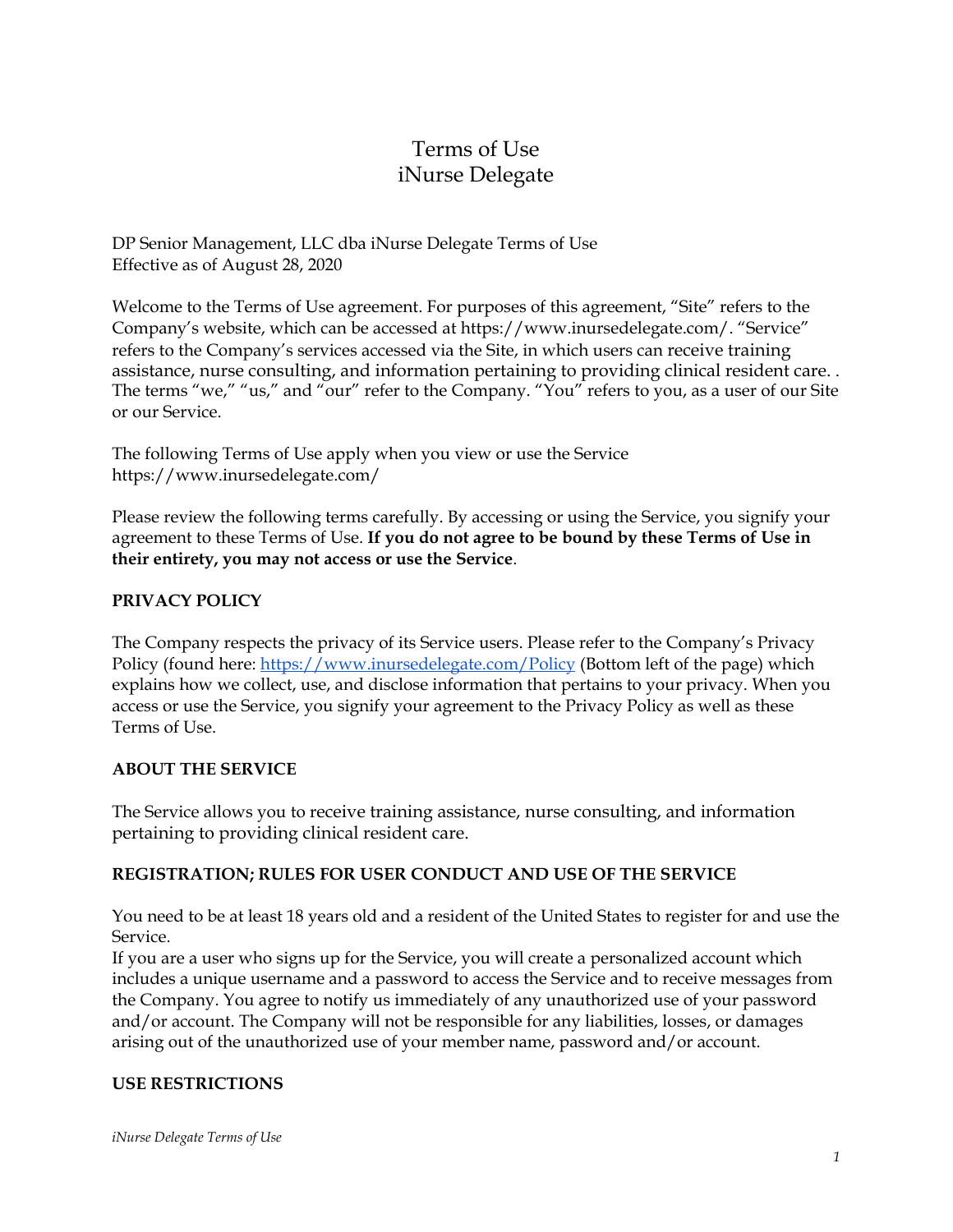# Terms of Use
# iNurse Delegate

DP Senior Management, LLC dba iNurse Delegate Terms of Use
Effective as of August 28, 2020

Welcome to the Terms of Use agreement. For purposes of this agreement, "Site" refers to the Company's website, which can be accessed at https://www.inursedelegate.com/. "Service" refers to the Company's services accessed via the Site, in which users can receive training assistance, nurse consulting, and information pertaining to providing clinical resident care. . The terms "we," "us," and "our" refer to the Company. "You" refers to you, as a user of our Site or our Service.

The following Terms of Use apply when you view or use the Service https://www.inursedelegate.com/

Please review the following terms carefully. By accessing or using the Service, you signify your agreement to these Terms of Use. **If you do not agree to be bound by these Terms of Use in their entirety, you may not access or use the Service**.

## PRIVACY POLICY

The Company respects the privacy of its Service users. Please refer to the Company's Privacy Policy (found here: [https://www.inursedelegate.com/Policy](https://www.inursedelegate.com/Policy) (Bottom left of the page) which explains how we collect, use, and disclose information that pertains to your privacy. When you access or use the Service, you signify your agreement to the Privacy Policy as well as these Terms of Use.

## ABOUT THE SERVICE

The Service allows you to receive training assistance, nurse consulting, and information pertaining to providing clinical resident care.

## REGISTRATION; RULES FOR USER CONDUCT AND USE OF THE SERVICE

You need to be at least 18 years old and a resident of the United States to register for and use the Service.

If you are a user who signs up for the Service, you will create a personalized account which includes a unique username and a password to access the Service and to receive messages from the Company. You agree to notify us immediately of any unauthorized use of your password and/or account. The Company will not be responsible for any liabilities, losses, or damages arising out of the unauthorized use of your member name, password and/or account.

## USE RESTRICTIONS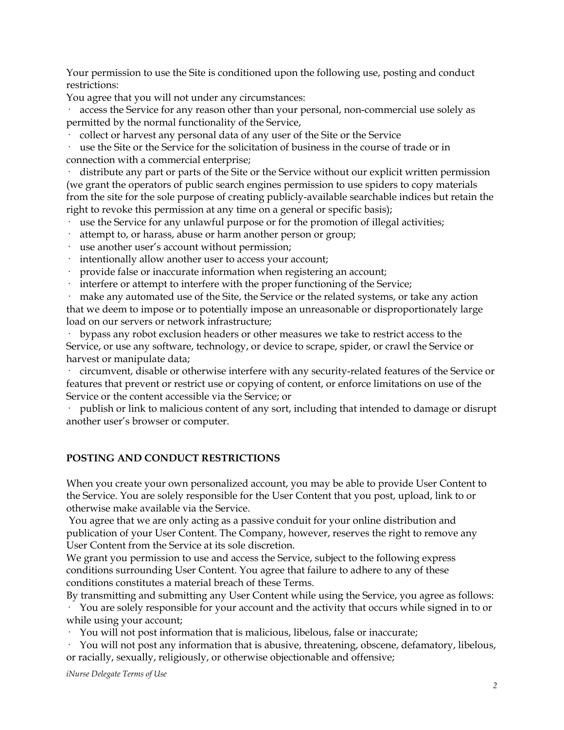Your permission to use the Site is conditioned upon the following use, posting and conduct restrictions:

You agree that you will not under any circumstances:

- access the Service for any reason other than your personal, non-commercial use solely as permitted by the normal functionality of the Service,
- collect or harvest any personal data of any user of the Site or the Service
- use the Site or the Service for the solicitation of business in the course of trade or in connection with a commercial enterprise;
- distribute any part or parts of the Site or the Service without our explicit written permission (we grant the operators of public search engines permission to use spiders to copy materials from the site for the sole purpose of creating publicly-available searchable indices but retain the right to revoke this permission at any time on a general or specific basis);
- use the Service for any unlawful purpose or for the promotion of illegal activities;
- attempt to, or harass, abuse or harm another person or group;
- use another user's account without permission;
- intentionally allow another user to access your account;
- provide false or inaccurate information when registering an account;
- interfere or attempt to interfere with the proper functioning of the Service;
- make any automated use of the Site, the Service or the related systems, or take any action that we deem to impose or to potentially impose an unreasonable or disproportionately large load on our servers or network infrastructure;
- bypass any robot exclusion headers or other measures we take to restrict access to the Service, or use any software, technology, or device to scrape, spider, or crawl the Service or harvest or manipulate data;
- circumvent, disable or otherwise interfere with any security-related features of the Service or features that prevent or restrict use or copying of content, or enforce limitations on use of the Service or the content accessible via the Service; or
- publish or link to malicious content of any sort, including that intended to damage or disrupt another user's browser or computer.

## POSTING AND CONDUCT RESTRICTIONS

When you create your own personalized account, you may be able to provide User Content to the Service. You are solely responsible for the User Content that you post, upload, link to or otherwise make available via the Service.

You agree that we are only acting as a passive conduit for your online distribution and publication of your User Content. The Company, however, reserves the right to remove any User Content from the Service at its sole discretion.

We grant you permission to use and access the Service, subject to the following express conditions surrounding User Content. You agree that failure to adhere to any of these conditions constitutes a material breach of these Terms.

By transmitting and submitting any User Content while using the Service, you agree as follows:

- You are solely responsible for your account and the activity that occurs while signed in to or while using your account;
- You will not post information that is malicious, libelous, false or inaccurate;
- You will not post any information that is abusive, threatening, obscene, defamatory, libelous, or racially, sexually, religiously, or otherwise objectionable and offensive;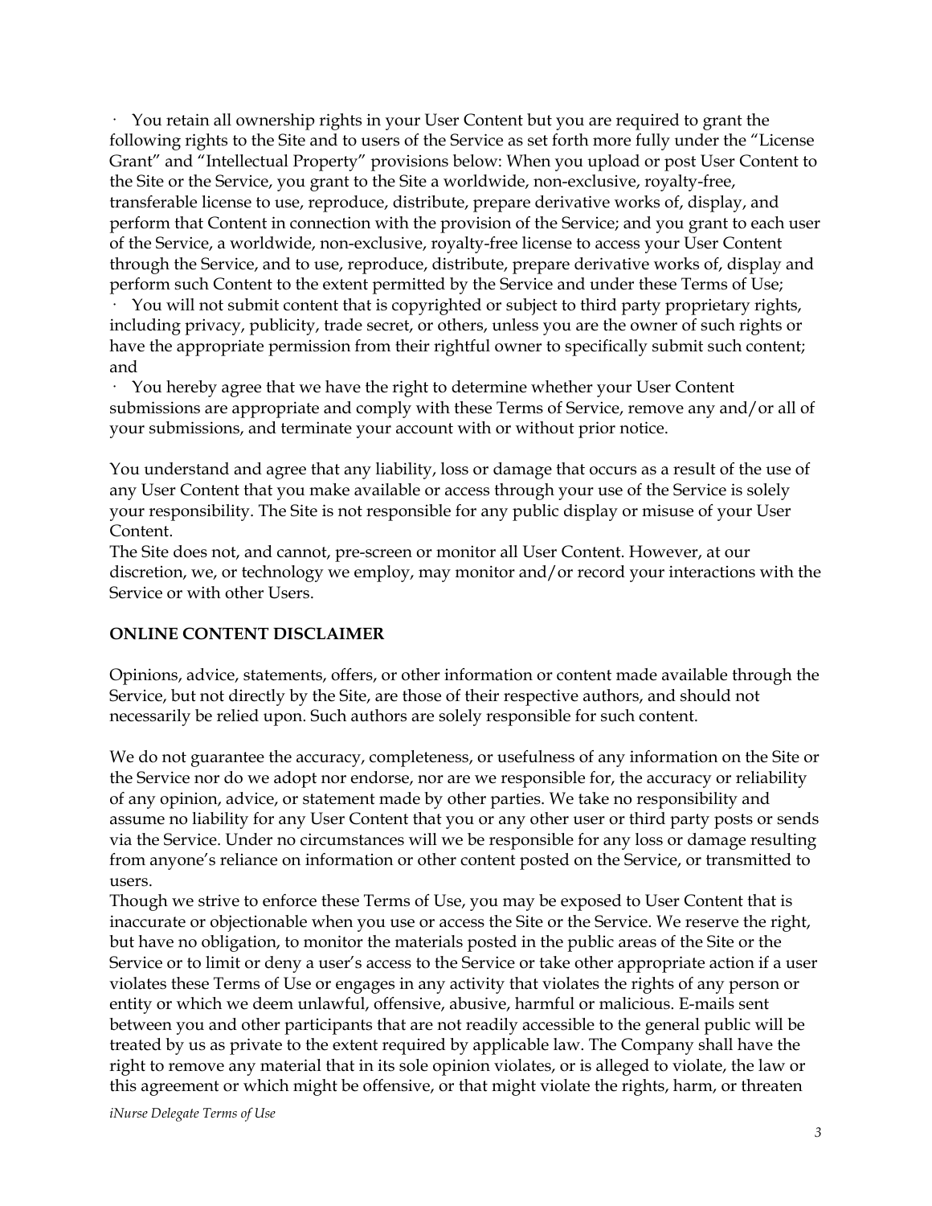· You retain all ownership rights in your User Content but you are required to grant the following rights to the Site and to users of the Service as set forth more fully under the "License Grant" and "Intellectual Property" provisions below: When you upload or post User Content to the Site or the Service, you grant to the Site a worldwide, non-exclusive, royalty-free, transferable license to use, reproduce, distribute, prepare derivative works of, display, and perform that Content in connection with the provision of the Service; and you grant to each user of the Service, a worldwide, non-exclusive, royalty-free license to access your User Content through the Service, and to use, reproduce, distribute, prepare derivative works of, display and perform such Content to the extent permitted by the Service and under these Terms of Use;
· You will not submit content that is copyrighted or subject to third party proprietary rights, including privacy, publicity, trade secret, or others, unless you are the owner of such rights or have the appropriate permission from their rightful owner to specifically submit such content; and
· You hereby agree that we have the right to determine whether your User Content submissions are appropriate and comply with these Terms of Service, remove any and/or all of your submissions, and terminate your account with or without prior notice.

You understand and agree that any liability, loss or damage that occurs as a result of the use of any User Content that you make available or access through your use of the Service is solely your responsibility. The Site is not responsible for any public display or misuse of your User Content.
The Site does not, and cannot, pre-screen or monitor all User Content. However, at our discretion, we, or technology we employ, may monitor and/or record your interactions with the Service or with other Users.

**ONLINE CONTENT DISCLAIMER**

Opinions, advice, statements, offers, or other information or content made available through the Service, but not directly by the Site, are those of their respective authors, and should not necessarily be relied upon. Such authors are solely responsible for such content.

We do not guarantee the accuracy, completeness, or usefulness of any information on the Site or the Service nor do we adopt nor endorse, nor are we responsible for, the accuracy or reliability of any opinion, advice, or statement made by other parties. We take no responsibility and assume no liability for any User Content that you or any other user or third party posts or sends via the Service. Under no circumstances will we be responsible for any loss or damage resulting from anyone's reliance on information or other content posted on the Service, or transmitted to users.
Though we strive to enforce these Terms of Use, you may be exposed to User Content that is inaccurate or objectionable when you use or access the Site or the Service. We reserve the right, but have no obligation, to monitor the materials posted in the public areas of the Site or the Service or to limit or deny a user's access to the Service or take other appropriate action if a user violates these Terms of Use or engages in any activity that violates the rights of any person or entity or which we deem unlawful, offensive, abusive, harmful or malicious. E-mails sent between you and other participants that are not readily accessible to the general public will be treated by us as private to the extent required by applicable law. The Company shall have the right to remove any material that in its sole opinion violates, or is alleged to violate, the law or this agreement or which might be offensive, or that might violate the rights, harm, or threaten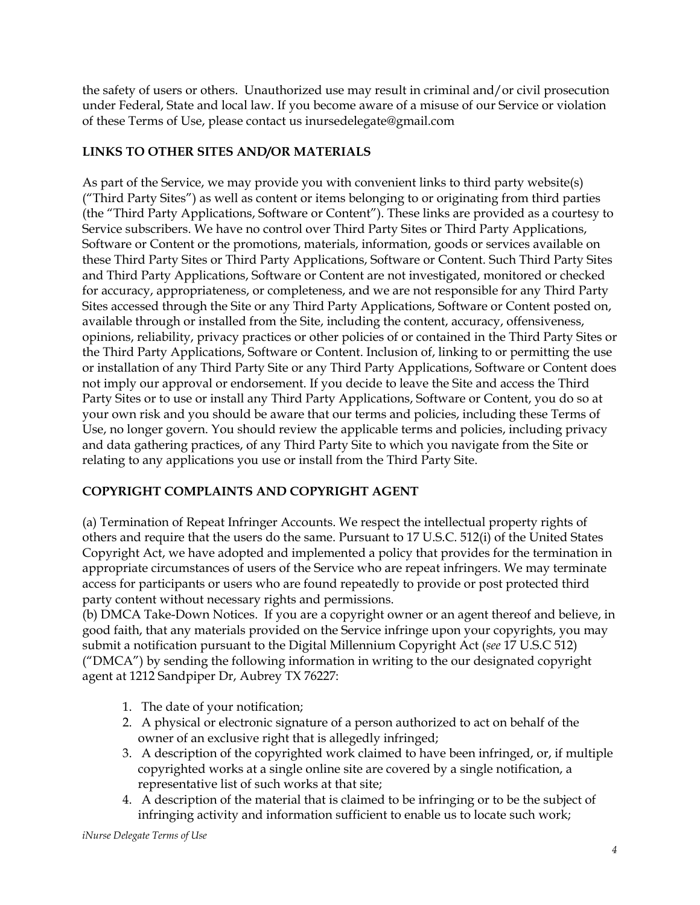the safety of users or others. Unauthorized use may result in criminal and/or civil prosecution under Federal, State and local law. If you become aware of a misuse of our Service or violation of these Terms of Use, please contact us inursedelegate@gmail.com

## LINKS TO OTHER SITES AND/OR MATERIALS

As part of the Service, we may provide you with convenient links to third party website(s) ("Third Party Sites") as well as content or items belonging to or originating from third parties (the "Third Party Applications, Software or Content"). These links are provided as a courtesy to Service subscribers. We have no control over Third Party Sites or Third Party Applications, Software or Content or the promotions, materials, information, goods or services available on these Third Party Sites or Third Party Applications, Software or Content. Such Third Party Sites and Third Party Applications, Software or Content are not investigated, monitored or checked for accuracy, appropriateness, or completeness, and we are not responsible for any Third Party Sites accessed through the Site or any Third Party Applications, Software or Content posted on, available through or installed from the Site, including the content, accuracy, offensiveness, opinions, reliability, privacy practices or other policies of or contained in the Third Party Sites or the Third Party Applications, Software or Content. Inclusion of, linking to or permitting the use or installation of any Third Party Site or any Third Party Applications, Software or Content does not imply our approval or endorsement. If you decide to leave the Site and access the Third Party Sites or to use or install any Third Party Applications, Software or Content, you do so at your own risk and you should be aware that our terms and policies, including these Terms of Use, no longer govern. You should review the applicable terms and policies, including privacy and data gathering practices, of any Third Party Site to which you navigate from the Site or relating to any applications you use or install from the Third Party Site.

## COPYRIGHT COMPLAINTS AND COPYRIGHT AGENT

(a) Termination of Repeat Infringer Accounts. We respect the intellectual property rights of others and require that the users do the same. Pursuant to 17 U.S.C. 512(i) of the United States Copyright Act, we have adopted and implemented a policy that provides for the termination in appropriate circumstances of users of the Service who are repeat infringers. We may terminate access for participants or users who are found repeatedly to provide or post protected third party content without necessary rights and permissions.
(b) DMCA Take-Down Notices. If you are a copyright owner or an agent thereof and believe, in good faith, that any materials provided on the Service infringe upon your copyrights, you may submit a notification pursuant to the Digital Millennium Copyright Act (*see* 17 U.S.C 512) ("DMCA") by sending the following information in writing to the our designated copyright agent at 1212 Sandpiper Dr, Aubrey TX 76227:

1. The date of your notification;
2. A physical or electronic signature of a person authorized to act on behalf of the owner of an exclusive right that is allegedly infringed;
3. A description of the copyrighted work claimed to have been infringed, or, if multiple copyrighted works at a single online site are covered by a single notification, a representative list of such works at that site;
4. A description of the material that is claimed to be infringing or to be the subject of infringing activity and information sufficient to enable us to locate such work;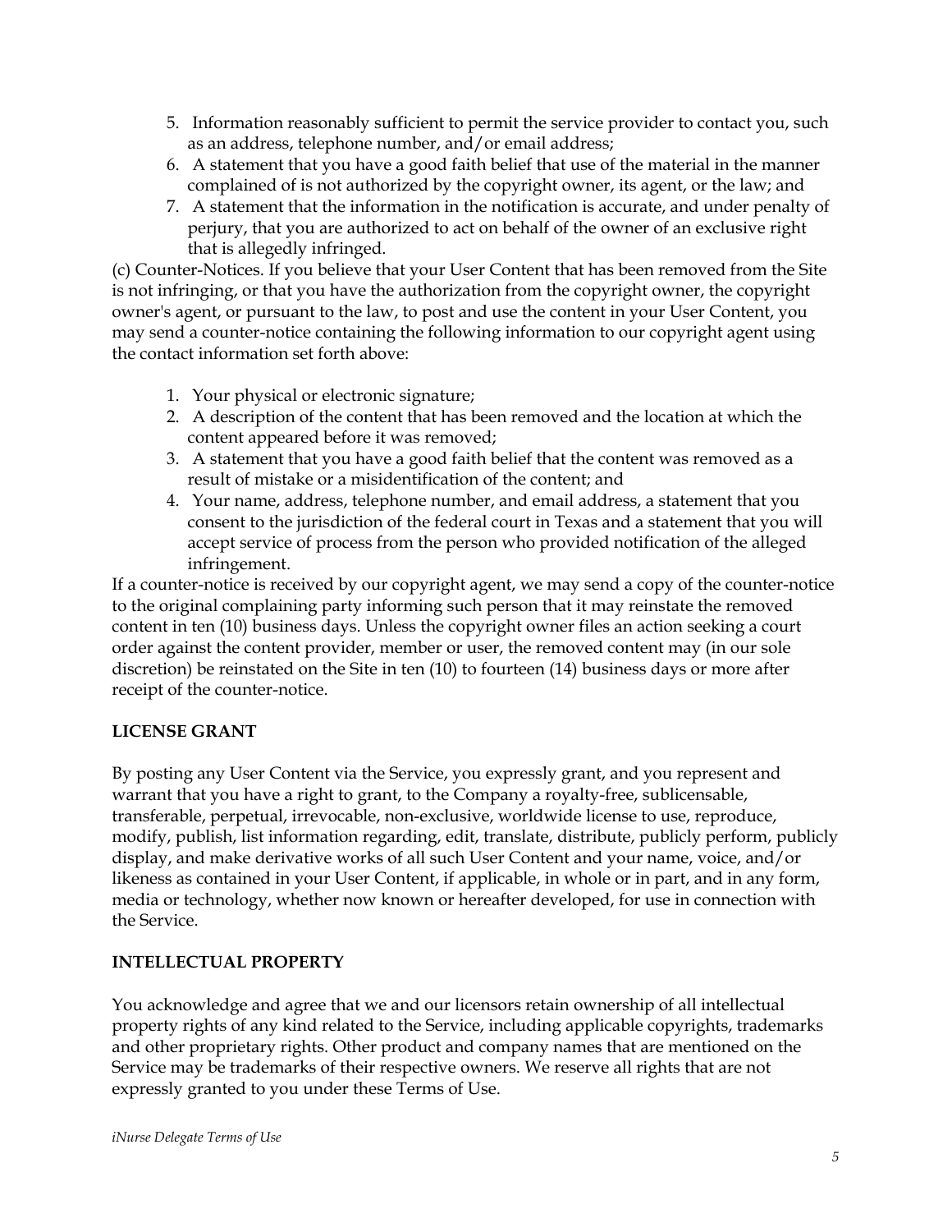5. Information reasonably sufficient to permit the service provider to contact you, such as an address, telephone number, and/or email address;
6. A statement that you have a good faith belief that use of the material in the manner complained of is not authorized by the copyright owner, its agent, or the law; and
7. A statement that the information in the notification is accurate, and under penalty of perjury, that you are authorized to act on behalf of the owner of an exclusive right that is allegedly infringed.

(c) Counter-Notices. If you believe that your User Content that has been removed from the Site is not infringing, or that you have the authorization from the copyright owner, the copyright owner's agent, or pursuant to the law, to post and use the content in your User Content, you may send a counter-notice containing the following information to our copyright agent using the contact information set forth above:

1. Your physical or electronic signature;
2. A description of the content that has been removed and the location at which the content appeared before it was removed;
3. A statement that you have a good faith belief that the content was removed as a result of mistake or a misidentification of the content; and
4. Your name, address, telephone number, and email address, a statement that you consent to the jurisdiction of the federal court in Texas and a statement that you will accept service of process from the person who provided notification of the alleged infringement.

If a counter-notice is received by our copyright agent, we may send a copy of the counter-notice to the original complaining party informing such person that it may reinstate the removed content in ten (10) business days. Unless the copyright owner files an action seeking a court order against the content provider, member or user, the removed content may (in our sole discretion) be reinstated on the Site in ten (10) to fourteen (14) business days or more after receipt of the counter-notice.

**LICENSE GRANT**

By posting any User Content via the Service, you expressly grant, and you represent and warrant that you have a right to grant, to the Company a royalty-free, sublicensable, transferable, perpetual, irrevocable, non-exclusive, worldwide license to use, reproduce, modify, publish, list information regarding, edit, translate, distribute, publicly perform, publicly display, and make derivative works of all such User Content and your name, voice, and/or likeness as contained in your User Content, if applicable, in whole or in part, and in any form, media or technology, whether now known or hereafter developed, for use in connection with the Service.

**INTELLECTUAL PROPERTY**

You acknowledge and agree that we and our licensors retain ownership of all intellectual property rights of any kind related to the Service, including applicable copyrights, trademarks and other proprietary rights. Other product and company names that are mentioned on the Service may be trademarks of their respective owners. We reserve all rights that are not expressly granted to you under these Terms of Use.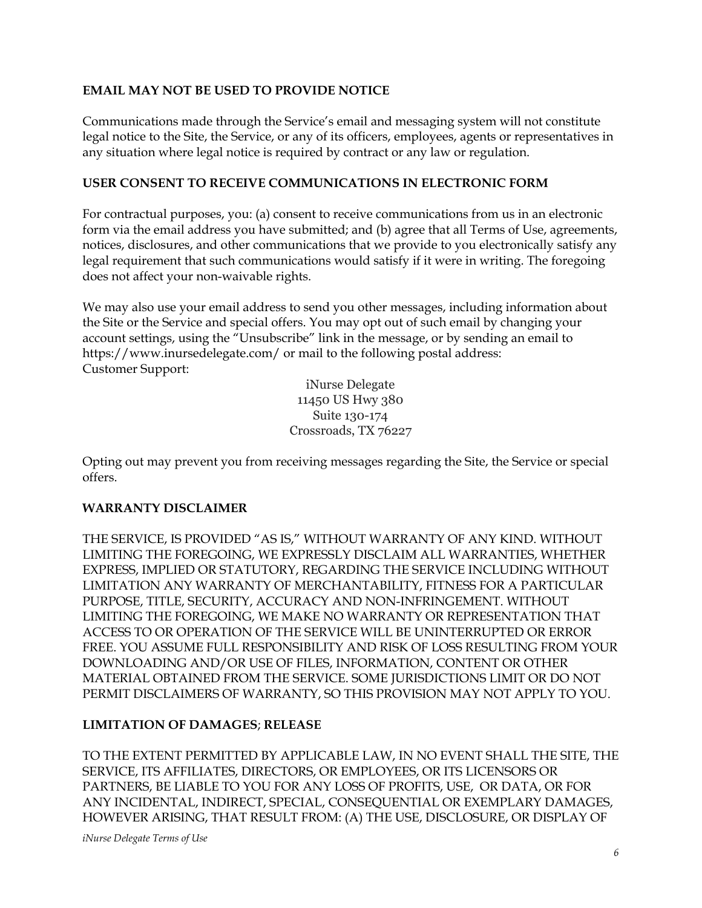**EMAIL MAY NOT BE USED TO PROVIDE NOTICE**

Communications made through the Service's email and messaging system will not constitute legal notice to the Site, the Service, or any of its officers, employees, agents or representatives in any situation where legal notice is required by contract or any law or regulation.

**USER CONSENT TO RECEIVE COMMUNICATIONS IN ELECTRONIC FORM**

For contractual purposes, you: (a) consent to receive communications from us in an electronic form via the email address you have submitted; and (b) agree that all Terms of Use, agreements, notices, disclosures, and other communications that we provide to you electronically satisfy any legal requirement that such communications would satisfy if it were in writing. The foregoing does not affect your non-waivable rights.

We may also use your email address to send you other messages, including information about the Site or the Service and special offers. You may opt out of such email by changing your account settings, using the "Unsubscribe" link in the message, or by sending an email to https://www.inursedelegate.com/ or mail to the following postal address:
Customer Support:

iNurse Delegate
11450 US Hwy 380
Suite 130-174
Crossroads, TX 76227

Opting out may prevent you from receiving messages regarding the Site, the Service or special offers.

**WARRANTY DISCLAIMER**

THE SERVICE, IS PROVIDED "AS IS," WITHOUT WARRANTY OF ANY KIND. WITHOUT LIMITING THE FOREGOING, WE EXPRESSLY DISCLAIM ALL WARRANTIES, WHETHER EXPRESS, IMPLIED OR STATUTORY, REGARDING THE SERVICE INCLUDING WITHOUT LIMITATION ANY WARRANTY OF MERCHANTABILITY, FITNESS FOR A PARTICULAR PURPOSE, TITLE, SECURITY, ACCURACY AND NON-INFRINGEMENT. WITHOUT LIMITING THE FOREGOING, WE MAKE NO WARRANTY OR REPRESENTATION THAT ACCESS TO OR OPERATION OF THE SERVICE WILL BE UNINTERRUPTED OR ERROR FREE. YOU ASSUME FULL RESPONSIBILITY AND RISK OF LOSS RESULTING FROM YOUR DOWNLOADING AND/OR USE OF FILES, INFORMATION, CONTENT OR OTHER MATERIAL OBTAINED FROM THE SERVICE. SOME JURISDICTIONS LIMIT OR DO NOT PERMIT DISCLAIMERS OF WARRANTY, SO THIS PROVISION MAY NOT APPLY TO YOU.

**LIMITATION OF DAMAGES; RELEASE**

TO THE EXTENT PERMITTED BY APPLICABLE LAW, IN NO EVENT SHALL THE SITE, THE SERVICE, ITS AFFILIATES, DIRECTORS, OR EMPLOYEES, OR ITS LICENSORS OR PARTNERS, BE LIABLE TO YOU FOR ANY LOSS OF PROFITS, USE, OR DATA, OR FOR ANY INCIDENTAL, INDIRECT, SPECIAL, CONSEQUENTIAL OR EXEMPLARY DAMAGES, HOWEVER ARISING, THAT RESULT FROM: (A) THE USE, DISCLOSURE, OR DISPLAY OF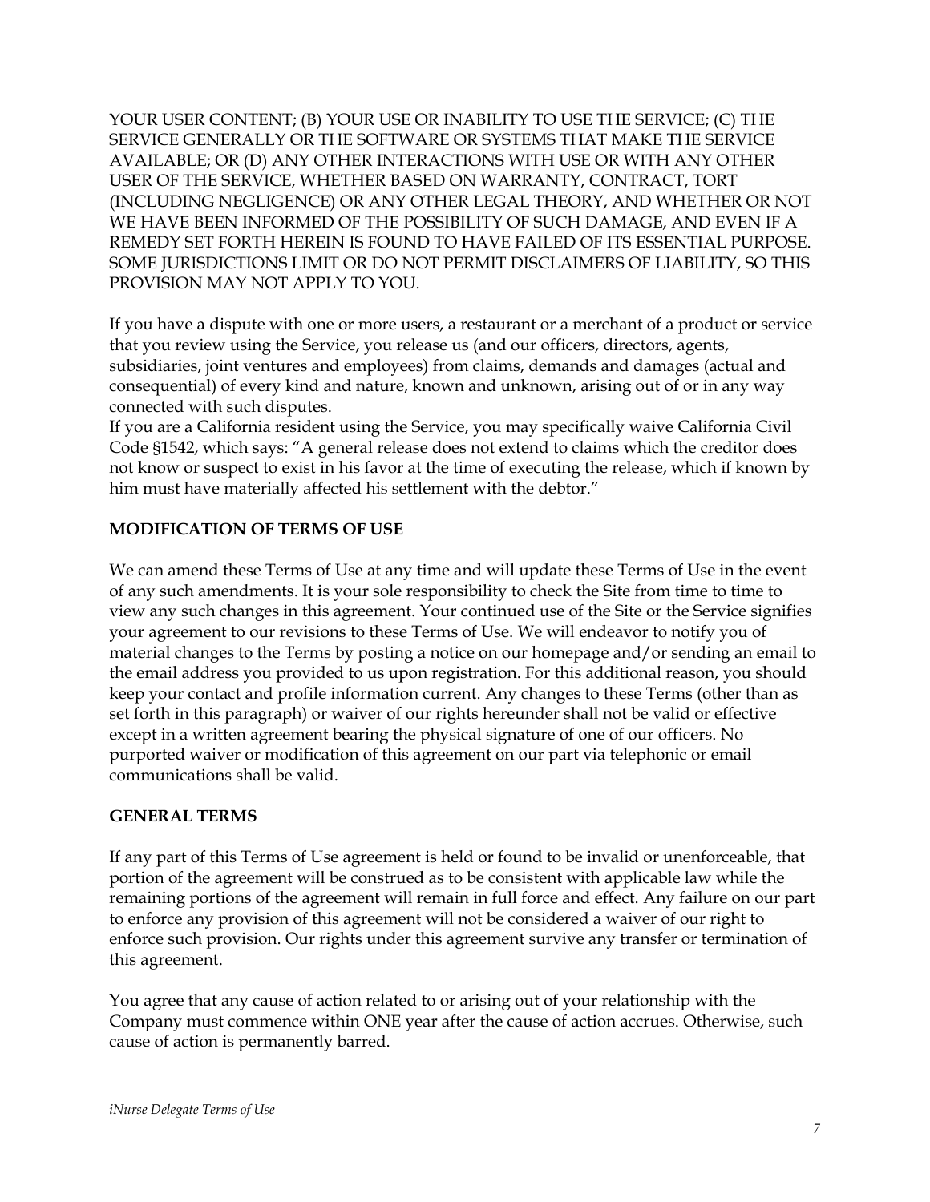YOUR USER CONTENT; (B) YOUR USE OR INABILITY TO USE THE SERVICE; (C) THE SERVICE GENERALLY OR THE SOFTWARE OR SYSTEMS THAT MAKE THE SERVICE AVAILABLE; OR (D) ANY OTHER INTERACTIONS WITH USE OR WITH ANY OTHER USER OF THE SERVICE, WHETHER BASED ON WARRANTY, CONTRACT, TORT (INCLUDING NEGLIGENCE) OR ANY OTHER LEGAL THEORY, AND WHETHER OR NOT WE HAVE BEEN INFORMED OF THE POSSIBILITY OF SUCH DAMAGE, AND EVEN IF A REMEDY SET FORTH HEREIN IS FOUND TO HAVE FAILED OF ITS ESSENTIAL PURPOSE. SOME JURISDICTIONS LIMIT OR DO NOT PERMIT DISCLAIMERS OF LIABILITY, SO THIS PROVISION MAY NOT APPLY TO YOU.

If you have a dispute with one or more users, a restaurant or a merchant of a product or service that you review using the Service, you release us (and our officers, directors, agents, subsidiaries, joint ventures and employees) from claims, demands and damages (actual and consequential) of every kind and nature, known and unknown, arising out of or in any way connected with such disputes.
If you are a California resident using the Service, you may specifically waive California Civil Code §1542, which says: "A general release does not extend to claims which the creditor does not know or suspect to exist in his favor at the time of executing the release, which if known by him must have materially affected his settlement with the debtor."

**MODIFICATION OF TERMS OF USE**

We can amend these Terms of Use at any time and will update these Terms of Use in the event of any such amendments. It is your sole responsibility to check the Site from time to time to view any such changes in this agreement. Your continued use of the Site or the Service signifies your agreement to our revisions to these Terms of Use. We will endeavor to notify you of material changes to the Terms by posting a notice on our homepage and/or sending an email to the email address you provided to us upon registration. For this additional reason, you should keep your contact and profile information current. Any changes to these Terms (other than as set forth in this paragraph) or waiver of our rights hereunder shall not be valid or effective except in a written agreement bearing the physical signature of one of our officers. No purported waiver or modification of this agreement on our part via telephonic or email communications shall be valid.

**GENERAL TERMS**

If any part of this Terms of Use agreement is held or found to be invalid or unenforceable, that portion of the agreement will be construed as to be consistent with applicable law while the remaining portions of the agreement will remain in full force and effect. Any failure on our part to enforce any provision of this agreement will not be considered a waiver of our right to enforce such provision. Our rights under this agreement survive any transfer or termination of this agreement.

You agree that any cause of action related to or arising out of your relationship with the Company must commence within ONE year after the cause of action accrues. Otherwise, such cause of action is permanently barred.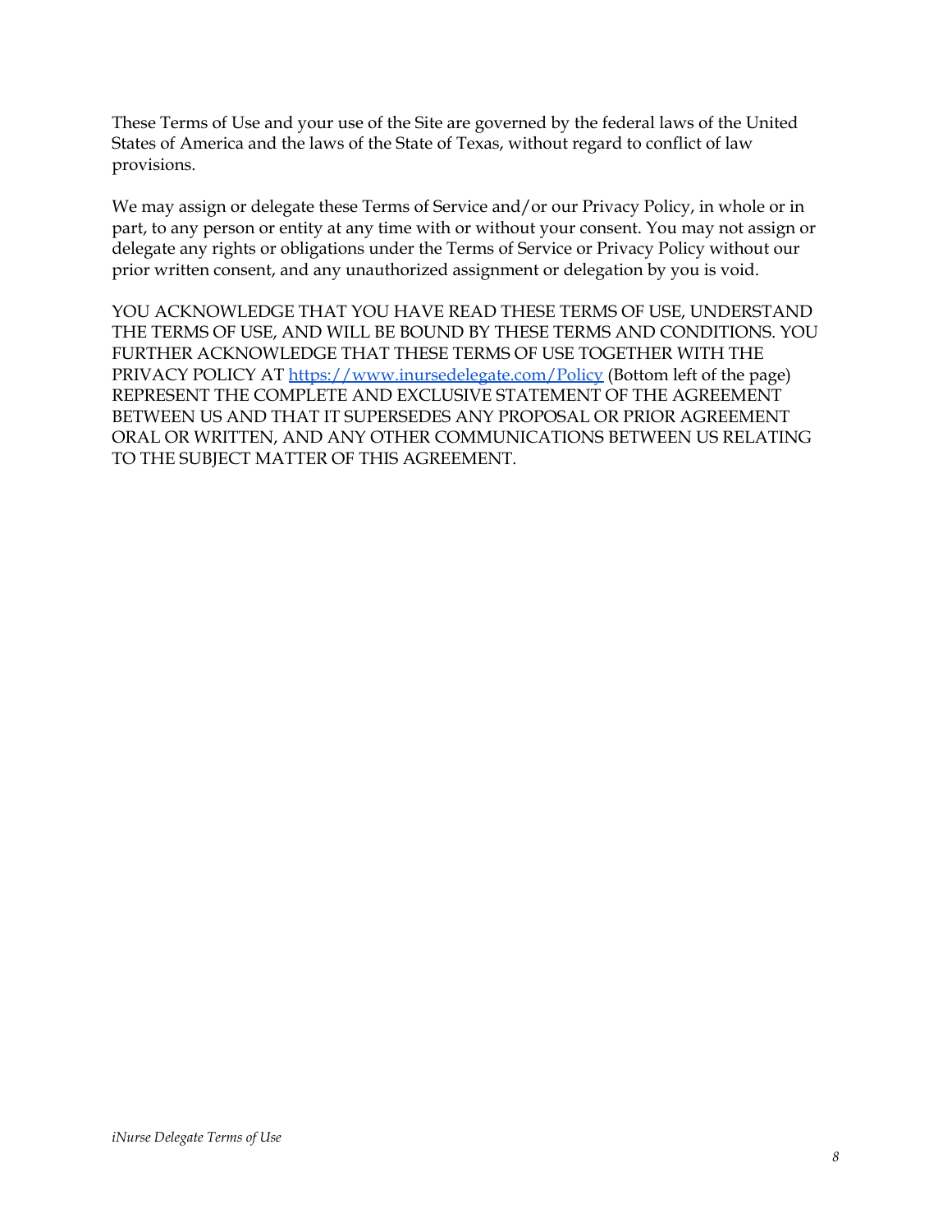These Terms of Use and your use of the Site are governed by the federal laws of the United States of America and the laws of the State of Texas, without regard to conflict of law provisions.

We may assign or delegate these Terms of Service and/or our Privacy Policy, in whole or in part, to any person or entity at any time with or without your consent. You may not assign or delegate any rights or obligations under the Terms of Service or Privacy Policy without our prior written consent, and any unauthorized assignment or delegation by you is void.

YOU ACKNOWLEDGE THAT YOU HAVE READ THESE TERMS OF USE, UNDERSTAND THE TERMS OF USE, AND WILL BE BOUND BY THESE TERMS AND CONDITIONS. YOU FURTHER ACKNOWLEDGE THAT THESE TERMS OF USE TOGETHER WITH THE PRIVACY POLICY AT [https://www.inursedelegate.com/Policy](https://www.inursedelegate.com/Policy) (Bottom left of the page) REPRESENT THE COMPLETE AND EXCLUSIVE STATEMENT OF THE AGREEMENT BETWEEN US AND THAT IT SUPERSEDES ANY PROPOSAL OR PRIOR AGREEMENT ORAL OR WRITTEN, AND ANY OTHER COMMUNICATIONS BETWEEN US RELATING TO THE SUBJECT MATTER OF THIS AGREEMENT.